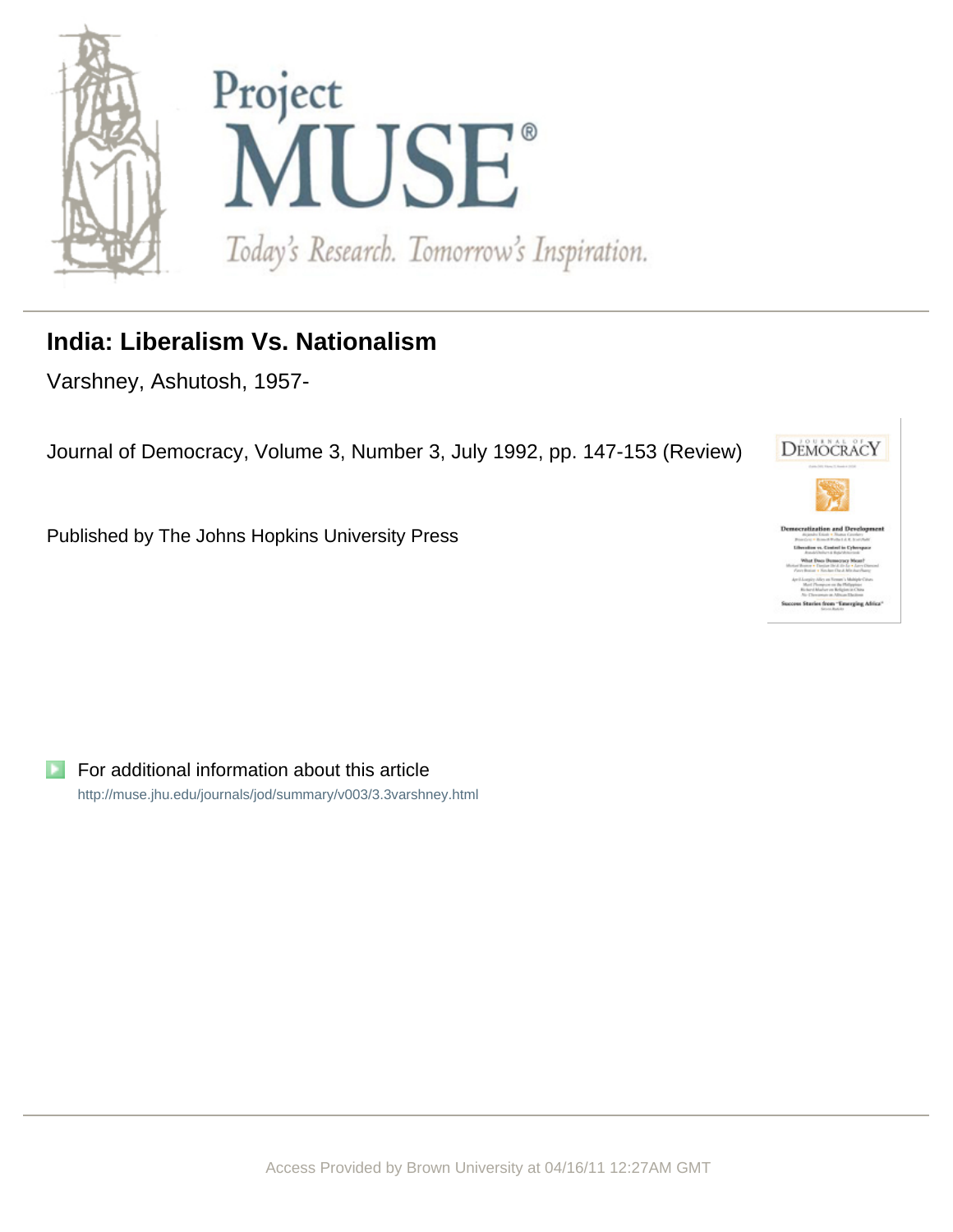# India: Liberalism Vs. Nationalism

Varshney, Ashutosh, 1957-

Journal of Democracy, Volume 3, Number 3, July 1992, pp. 147-153 (Review)

Published by The Johns Hopkins University Press

For additional information about this article

http://muse.jhu.edu/journals/jod/summary/v003/3.3varshney.html

Access Provided by Brown University at 04/16/11 12:27AM GMT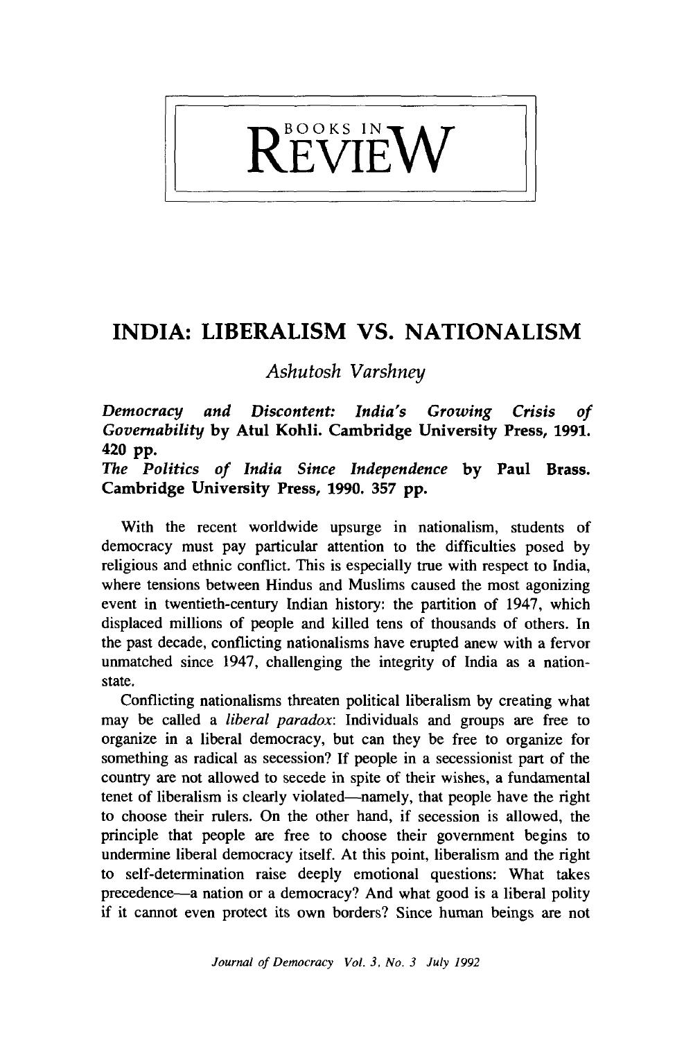# BOOKS IN REVIEW

## INDIA: LIBERALISM VS. NATIONALISM

*Ashutosh Varshney*

***Democracy and Discontent: India's Growing Crisis of Governability*** **by Atul Kohli. Cambridge University Press, 1991. 420 pp.**
***The Politics of India Since Independence*** **by Paul Brass. Cambridge University Press, 1990. 357 pp.**

With the recent worldwide upsurge in nationalism, students of democracy must pay particular attention to the difficulties posed by religious and ethnic conflict. This is especially true with respect to India, where tensions between Hindus and Muslims caused the most agonizing event in twentieth-century Indian history: the partition of 1947, which displaced millions of people and killed tens of thousands of others. In the past decade, conflicting nationalisms have erupted anew with a fervor unmatched since 1947, challenging the integrity of India as a nation-state.

Conflicting nationalisms threaten political liberalism by creating what may be called a *liberal paradox*: Individuals and groups are free to organize in a liberal democracy, but can they be free to organize for something as radical as secession? If people in a secessionist part of the country are not allowed to secede in spite of their wishes, a fundamental tenet of liberalism is clearly violated—namely, that people have the right to choose their rulers. On the other hand, if secession is allowed, the principle that people are free to choose their government begins to undermine liberal democracy itself. At this point, liberalism and the right to self-determination raise deeply emotional questions: What takes precedence—a nation or a democracy? And what good is a liberal polity if it cannot even protect its own borders? Since human beings are not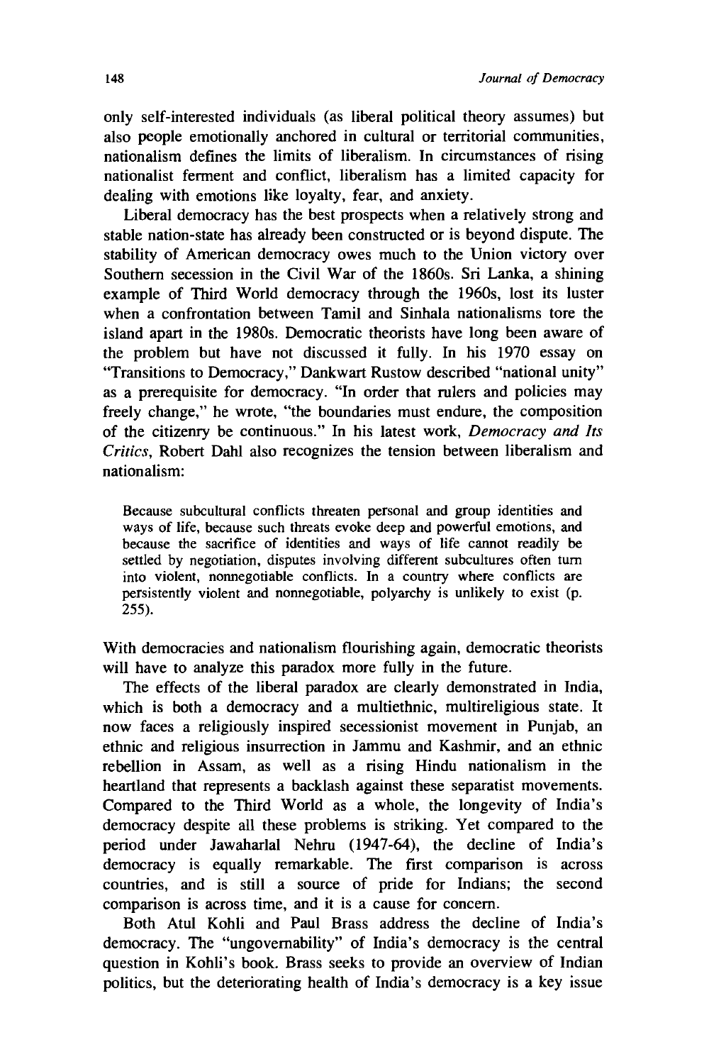only self-interested individuals (as liberal political theory assumes) but also people emotionally anchored in cultural or territorial communities, nationalism defines the limits of liberalism. In circumstances of rising nationalist ferment and conflict, liberalism has a limited capacity for dealing with emotions like loyalty, fear, and anxiety.

Liberal democracy has the best prospects when a relatively strong and stable nation-state has already been constructed or is beyond dispute. The stability of American democracy owes much to the Union victory over Southern secession in the Civil War of the 1860s. Sri Lanka, a shining example of Third World democracy through the 1960s, lost its luster when a confrontation between Tamil and Sinhala nationalisms tore the island apart in the 1980s. Democratic theorists have long been aware of the problem but have not discussed it fully. In his 1970 essay on "Transitions to Democracy," Dankwart Rustow described "national unity" as a prerequisite for democracy. "In order that rulers and policies may freely change," he wrote, "the boundaries must endure, the composition of the citizenry be continuous." In his latest work, *Democracy and Its Critics*, Robert Dahl also recognizes the tension between liberalism and nationalism:

> Because subcultural conflicts threaten personal and group identities and ways of life, because such threats evoke deep and powerful emotions, and because the sacrifice of identities and ways of life cannot readily be settled by negotiation, disputes involving different subcultures often turn into violent, nonnegotiable conflicts. In a country where conflicts are persistently violent and nonnegotiable, polyarchy is unlikely to exist (p. 255).

With democracies and nationalism flourishing again, democratic theorists will have to analyze this paradox more fully in the future.

The effects of the liberal paradox are clearly demonstrated in India, which is both a democracy and a multiethnic, multireligious state. It now faces a religiously inspired secessionist movement in Punjab, an ethnic and religious insurrection in Jammu and Kashmir, and an ethnic rebellion in Assam, as well as a rising Hindu nationalism in the heartland that represents a backlash against these separatist movements. Compared to the Third World as a whole, the longevity of India's democracy despite all these problems is striking. Yet compared to the period under Jawaharlal Nehru (1947-64), the decline of India's democracy is equally remarkable. The first comparison is across countries, and is still a source of pride for Indians; the second comparison is across time, and it is a cause for concern.

Both Atul Kohli and Paul Brass address the decline of India's democracy. The "ungovernability" of India's democracy is the central question in Kohli's book. Brass seeks to provide an overview of Indian politics, but the deteriorating health of India's democracy is a key issue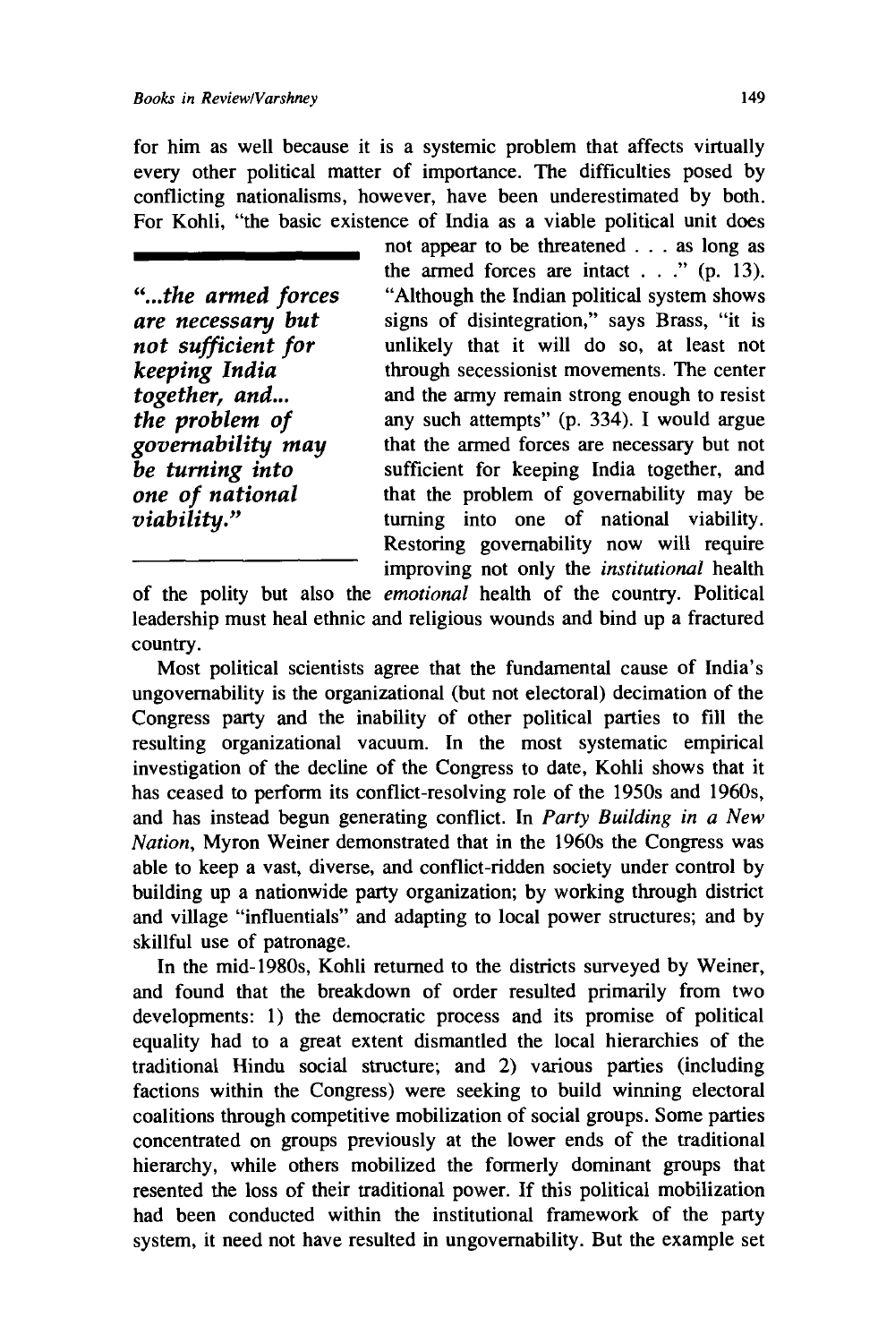for him as well because it is a systemic problem that affects virtually every other political matter of importance. The difficulties posed by conflicting nationalisms, however, have been underestimated by both. For Kohli, "the basic existence of India as a viable political unit does not appear to be threatened . . . as long as the armed forces are intact . . ." (p. 13). "Although the Indian political system shows signs of disintegration," says Brass, "it is unlikely that it will do so, at least not through secessionist movements. The center and the army remain strong enough to resist any such attempts" (p. 334). I would argue that the armed forces are necessary but not sufficient for keeping India together, and that the problem of governability may be turning into one of national viability. Restoring governability now will require improving not only the *institutional* health of the polity but also the *emotional* health of the country. Political leadership must heal ethnic and religious wounds and bind up a fractured country.

> ***"...the armed forces are necessary but not sufficient for keeping India together, and... the problem of governability may be turning into one of national viability."***

Most political scientists agree that the fundamental cause of India's ungovernability is the organizational (but not electoral) decimation of the Congress party and the inability of other political parties to fill the resulting organizational vacuum. In the most systematic empirical investigation of the decline of the Congress to date, Kohli shows that it has ceased to perform its conflict-resolving role of the 1950s and 1960s, and has instead begun generating conflict. In *Party Building in a New Nation*, Myron Weiner demonstrated that in the 1960s the Congress was able to keep a vast, diverse, and conflict-ridden society under control by building up a nationwide party organization; by working through district and village "influentials" and adapting to local power structures; and by skillful use of patronage.

In the mid-1980s, Kohli returned to the districts surveyed by Weiner, and found that the breakdown of order resulted primarily from two developments: 1) the democratic process and its promise of political equality had to a great extent dismantled the local hierarchies of the traditional Hindu social structure; and 2) various parties (including factions within the Congress) were seeking to build winning electoral coalitions through competitive mobilization of social groups. Some parties concentrated on groups previously at the lower ends of the traditional hierarchy, while others mobilized the formerly dominant groups that resented the loss of their traditional power. If this political mobilization had been conducted within the institutional framework of the party system, it need not have resulted in ungovernability. But the example set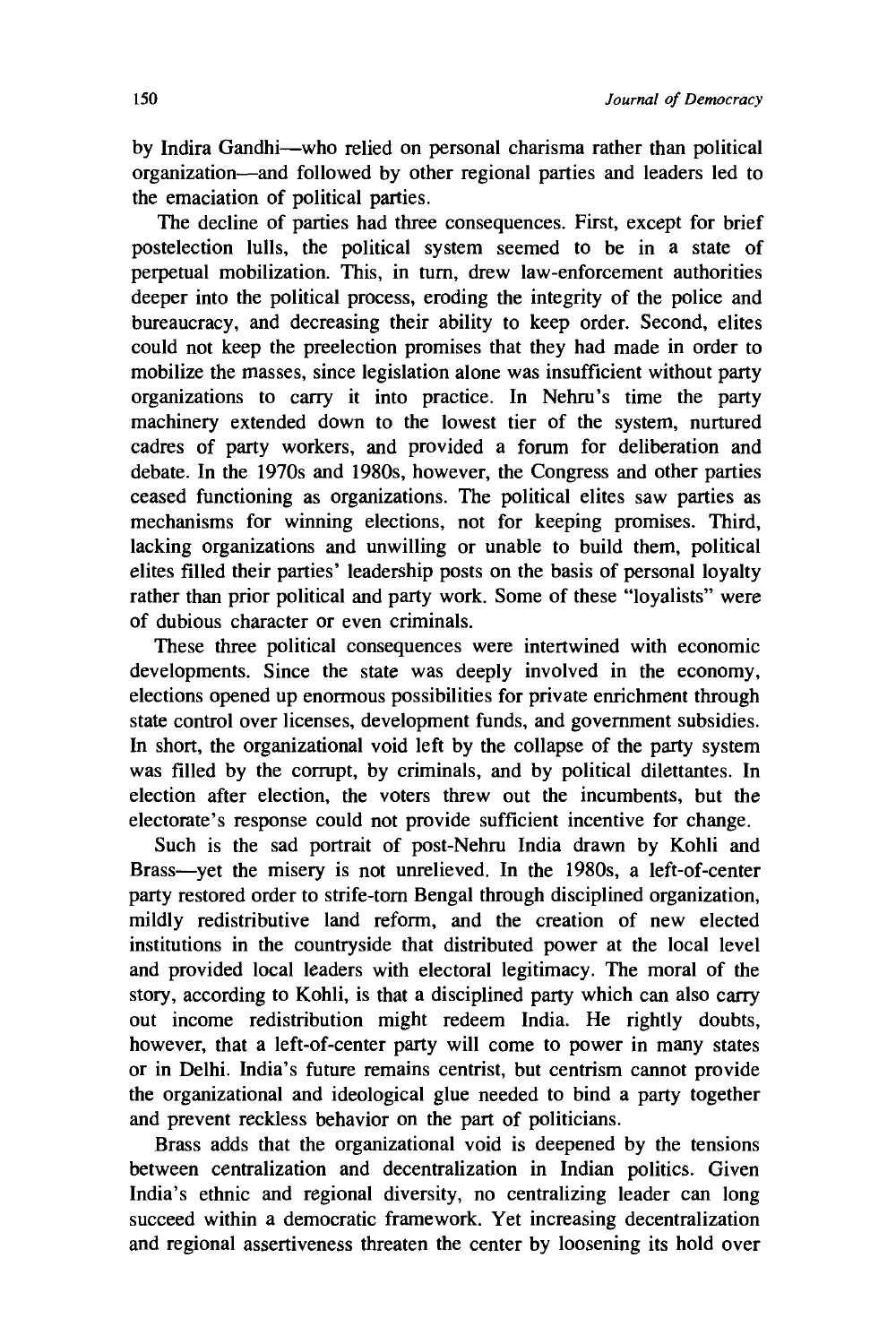by Indira Gandhi—who relied on personal charisma rather than political organization—and followed by other regional parties and leaders led to the emaciation of political parties.

The decline of parties had three consequences. First, except for brief postelection lulls, the political system seemed to be in a state of perpetual mobilization. This, in turn, drew law-enforcement authorities deeper into the political process, eroding the integrity of the police and bureaucracy, and decreasing their ability to keep order. Second, elites could not keep the preelection promises that they had made in order to mobilize the masses, since legislation alone was insufficient without party organizations to carry it into practice. In Nehru's time the party machinery extended down to the lowest tier of the system, nurtured cadres of party workers, and provided a forum for deliberation and debate. In the 1970s and 1980s, however, the Congress and other parties ceased functioning as organizations. The political elites saw parties as mechanisms for winning elections, not for keeping promises. Third, lacking organizations and unwilling or unable to build them, political elites filled their parties' leadership posts on the basis of personal loyalty rather than prior political and party work. Some of these "loyalists" were of dubious character or even criminals.

These three political consequences were intertwined with economic developments. Since the state was deeply involved in the economy, elections opened up enormous possibilities for private enrichment through state control over licenses, development funds, and government subsidies. In short, the organizational void left by the collapse of the party system was filled by the corrupt, by criminals, and by political dilettantes. In election after election, the voters threw out the incumbents, but the electorate's response could not provide sufficient incentive for change.

Such is the sad portrait of post-Nehru India drawn by Kohli and Brass—yet the misery is not unrelieved. In the 1980s, a left-of-center party restored order to strife-torn Bengal through disciplined organization, mildly redistributive land reform, and the creation of new elected institutions in the countryside that distributed power at the local level and provided local leaders with electoral legitimacy. The moral of the story, according to Kohli, is that a disciplined party which can also carry out income redistribution might redeem India. He rightly doubts, however, that a left-of-center party will come to power in many states or in Delhi. India's future remains centrist, but centrism cannot provide the organizational and ideological glue needed to bind a party together and prevent reckless behavior on the part of politicians.

Brass adds that the organizational void is deepened by the tensions between centralization and decentralization in Indian politics. Given India's ethnic and regional diversity, no centralizing leader can long succeed within a democratic framework. Yet increasing decentralization and regional assertiveness threaten the center by loosening its hold over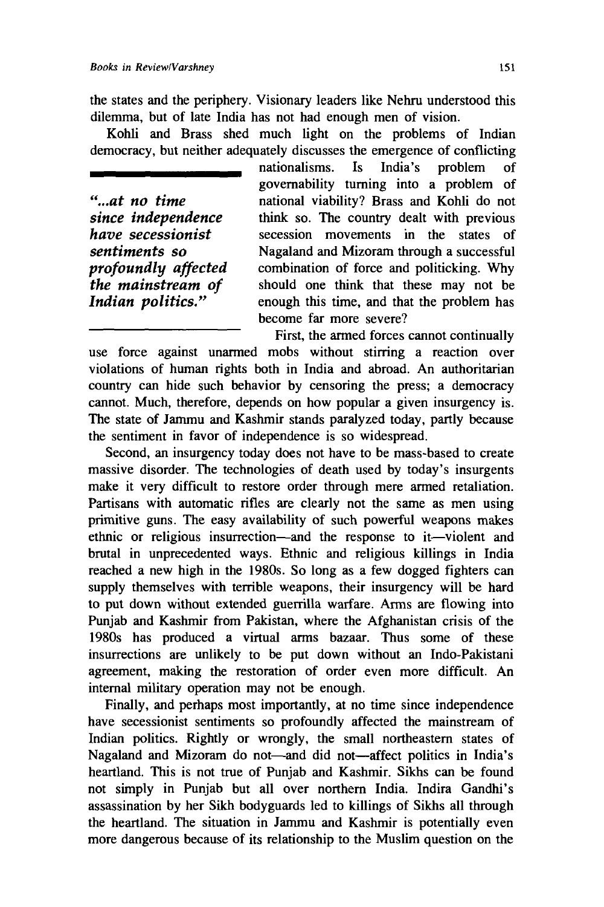the states and the periphery. Visionary leaders like Nehru understood this dilemma, but of late India has not had enough men of vision.

Kohli and Brass shed much light on the problems of Indian democracy, but neither adequately discusses the emergence of conflicting nationalisms. Is India's problem of governability turning into a problem of national viability? Brass and Kohli do not think so. The country dealt with previous secession movements in the states of Nagaland and Mizoram through a successful combination of force and politicking. Why should one think that these may not be enough this time, and that the problem has become far more severe?

> *"...at no time since independence have secessionist sentiments so profoundly affected the mainstream of Indian politics."*

First, the armed forces cannot continually use force against unarmed mobs without stirring a reaction over violations of human rights both in India and abroad. An authoritarian country can hide such behavior by censoring the press; a democracy cannot. Much, therefore, depends on how popular a given insurgency is. The state of Jammu and Kashmir stands paralyzed today, partly because the sentiment in favor of independence is so widespread.

Second, an insurgency today does not have to be mass-based to create massive disorder. The technologies of death used by today's insurgents make it very difficult to restore order through mere armed retaliation. Partisans with automatic rifles are clearly not the same as men using primitive guns. The easy availability of such powerful weapons makes ethnic or religious insurrection—and the response to it—violent and brutal in unprecedented ways. Ethnic and religious killings in India reached a new high in the 1980s. So long as a few dogged fighters can supply themselves with terrible weapons, their insurgency will be hard to put down without extended guerrilla warfare. Arms are flowing into Punjab and Kashmir from Pakistan, where the Afghanistan crisis of the 1980s has produced a virtual arms bazaar. Thus some of these insurrections are unlikely to be put down without an Indo-Pakistani agreement, making the restoration of order even more difficult. An internal military operation may not be enough.

Finally, and perhaps most importantly, at no time since independence have secessionist sentiments so profoundly affected the mainstream of Indian politics. Rightly or wrongly, the small northeastern states of Nagaland and Mizoram do not—and did not—affect politics in India's heartland. This is not true of Punjab and Kashmir. Sikhs can be found not simply in Punjab but all over northern India. Indira Gandhi's assassination by her Sikh bodyguards led to killings of Sikhs all through the heartland. The situation in Jammu and Kashmir is potentially even more dangerous because of its relationship to the Muslim question on the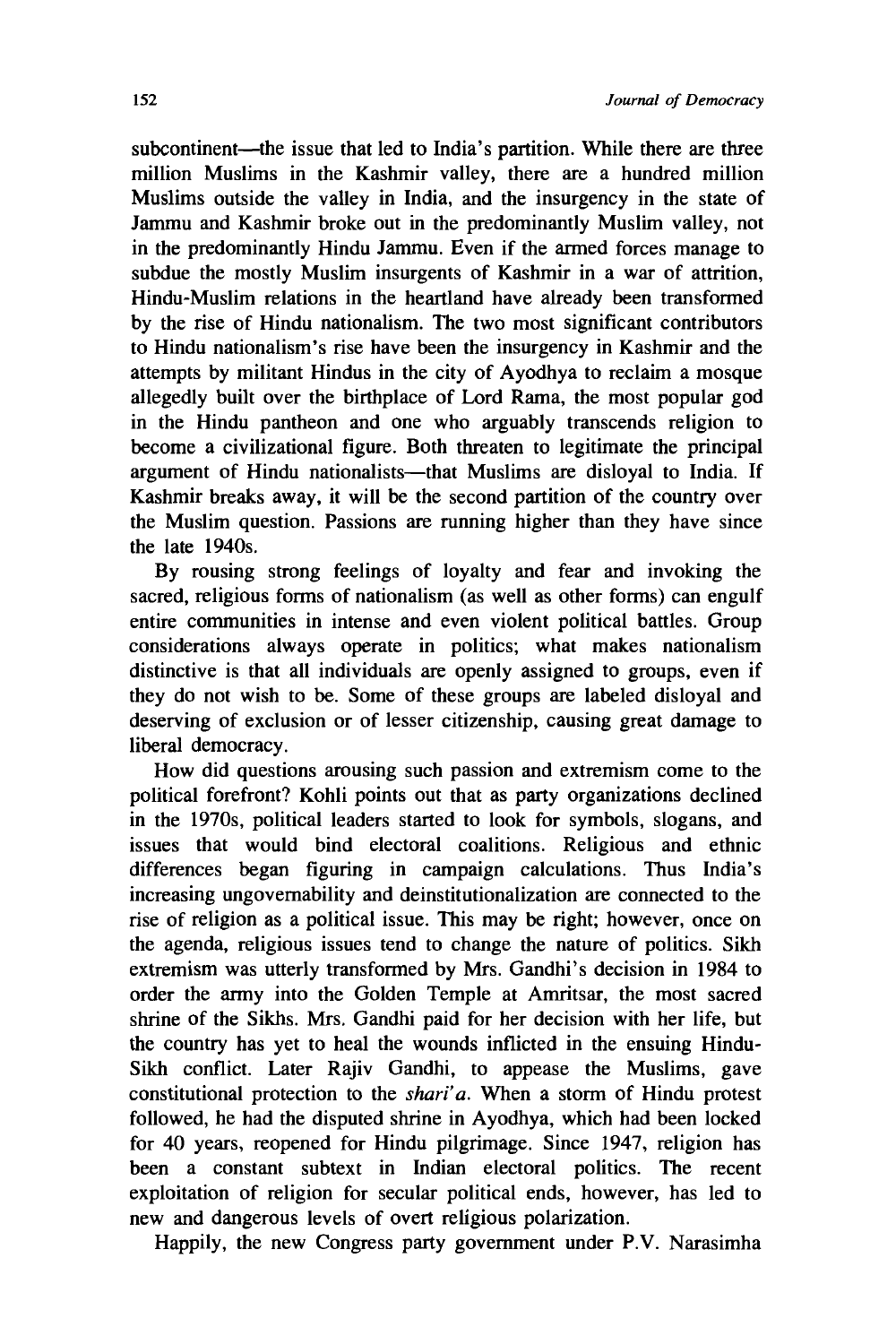subcontinent—the issue that led to India's partition. While there are three million Muslims in the Kashmir valley, there are a hundred million Muslims outside the valley in India, and the insurgency in the state of Jammu and Kashmir broke out in the predominantly Muslim valley, not in the predominantly Hindu Jammu. Even if the armed forces manage to subdue the mostly Muslim insurgents of Kashmir in a war of attrition, Hindu-Muslim relations in the heartland have already been transformed by the rise of Hindu nationalism. The two most significant contributors to Hindu nationalism's rise have been the insurgency in Kashmir and the attempts by militant Hindus in the city of Ayodhya to reclaim a mosque allegedly built over the birthplace of Lord Rama, the most popular god in the Hindu pantheon and one who arguably transcends religion to become a civilizational figure. Both threaten to legitimate the principal argument of Hindu nationalists—that Muslims are disloyal to India. If Kashmir breaks away, it will be the second partition of the country over the Muslim question. Passions are running higher than they have since the late 1940s.

By rousing strong feelings of loyalty and fear and invoking the sacred, religious forms of nationalism (as well as other forms) can engulf entire communities in intense and even violent political battles. Group considerations always operate in politics; what makes nationalism distinctive is that all individuals are openly assigned to groups, even if they do not wish to be. Some of these groups are labeled disloyal and deserving of exclusion or of lesser citizenship, causing great damage to liberal democracy.

How did questions arousing such passion and extremism come to the political forefront? Kohli points out that as party organizations declined in the 1970s, political leaders started to look for symbols, slogans, and issues that would bind electoral coalitions. Religious and ethnic differences began figuring in campaign calculations. Thus India's increasing ungovernability and deinstitutionalization are connected to the rise of religion as a political issue. This may be right; however, once on the agenda, religious issues tend to change the nature of politics. Sikh extremism was utterly transformed by Mrs. Gandhi's decision in 1984 to order the army into the Golden Temple at Amritsar, the most sacred shrine of the Sikhs. Mrs. Gandhi paid for her decision with her life, but the country has yet to heal the wounds inflicted in the ensuing Hindu-Sikh conflict. Later Rajiv Gandhi, to appease the Muslims, gave constitutional protection to the *shari'a*. When a storm of Hindu protest followed, he had the disputed shrine in Ayodhya, which had been locked for 40 years, reopened for Hindu pilgrimage. Since 1947, religion has been a constant subtext in Indian electoral politics. The recent exploitation of religion for secular political ends, however, has led to new and dangerous levels of overt religious polarization.

Happily, the new Congress party government under P.V. Narasimha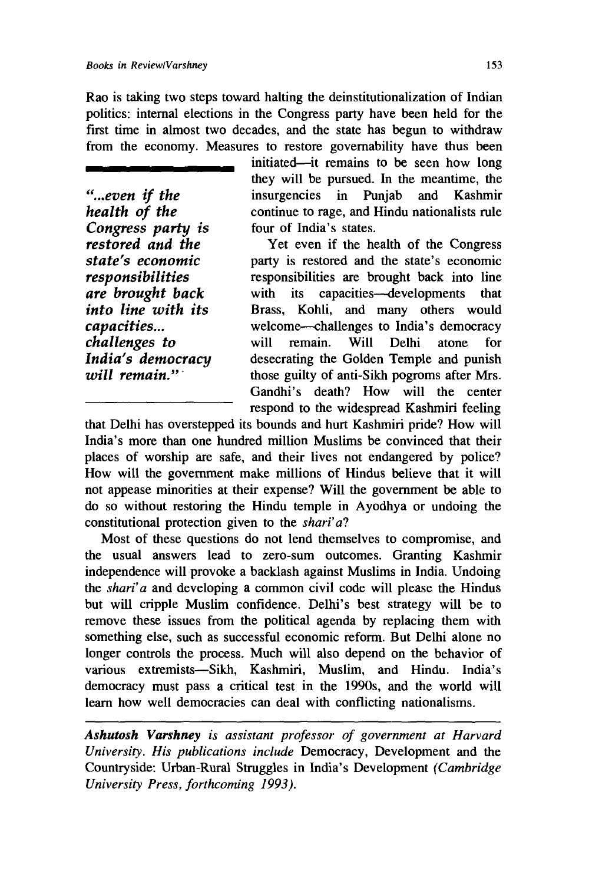Rao is taking two steps toward halting the deinstitutionalization of Indian politics: internal elections in the Congress party have been held for the first time in almost two decades, and the state has begun to withdraw from the economy. Measures to restore governability have thus been initiated—it remains to be seen how long they will be pursued. In the meantime, the insurgencies in Punjab and Kashmir continue to rage, and Hindu nationalists rule four of India's states.

> *"...even if the health of the Congress party is restored and the state's economic responsibilities are brought back into line with its capacities... challenges to India's democracy will remain."*

Yet even if the health of the Congress party is restored and the state's economic responsibilities are brought back into line with its capacities—developments that Brass, Kohli, and many others would welcome—challenges to India's democracy will remain. Will Delhi atone for desecrating the Golden Temple and punish those guilty of anti-Sikh pogroms after Mrs. Gandhi's death? How will the center respond to the widespread Kashmiri feeling that Delhi has overstepped its bounds and hurt Kashmiri pride? How will India's more than one hundred million Muslims be convinced that their places of worship are safe, and their lives not endangered by police? How will the government make millions of Hindus believe that it will not appease minorities at their expense? Will the government be able to do so without restoring the Hindu temple in Ayodhya or undoing the constitutional protection given to the *shari'a*?

Most of these questions do not lend themselves to compromise, and the usual answers lead to zero-sum outcomes. Granting Kashmir independence will provoke a backlash against Muslims in India. Undoing the *shari'a* and developing a common civil code will please the Hindus but will cripple Muslim confidence. Delhi's best strategy will be to remove these issues from the political agenda by replacing them with something else, such as successful economic reform. But Delhi alone no longer controls the process. Much will also depend on the behavior of various extremists—Sikh, Kashmiri, Muslim, and Hindu. India's democracy must pass a critical test in the 1990s, and the world will learn how well democracies can deal with conflicting nationalisms.

---

***Ashutosh Varshney** is assistant professor of government at Harvard University. His publications include* Democracy, Development and the Countryside: Urban-Rural Struggles in India's Development *(Cambridge University Press, forthcoming 1993).*